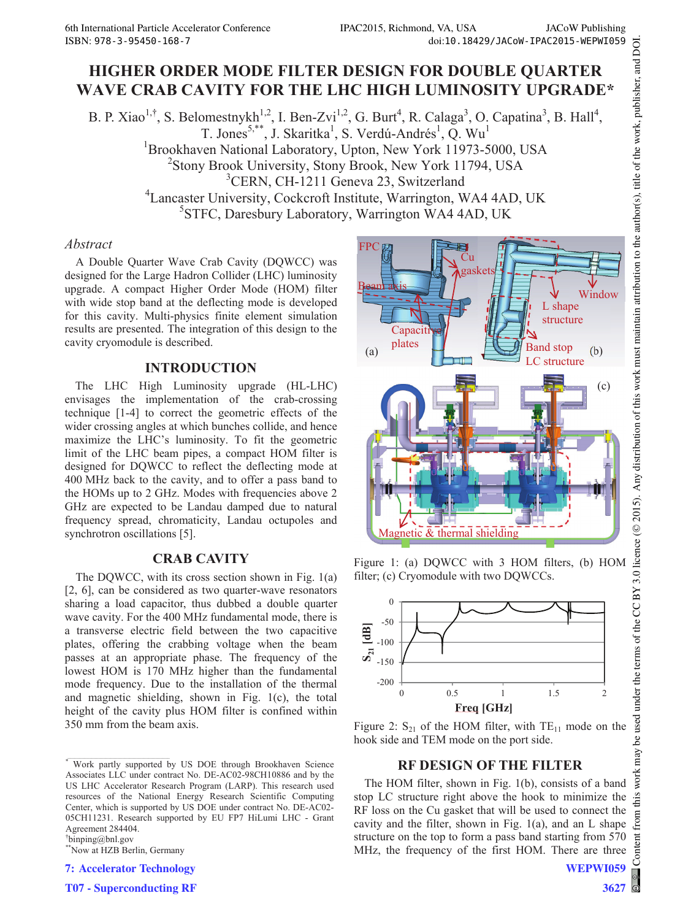# HIGHER ORDER MODE FILTER DESIGN FOR DOUBLE QUARTER WAVE CRAB CAVITY FOR THE LHC HIGH LUMINOSITY UPGRADE*

B. P. Xiao[1,†], S. Belomestnykh[1,2], I. Ben-Zvi[1,2], G. Burt[4], R. Calaga[3], O. Capatina[3], B. Hall[4], T. Jones[5,**], J. Skaritka[1], S. Verdú-Andrés[1], Q. Wu[1]

[1]Brookhaven National Laboratory, Upton, New York 11973-5000, USA
[2]Stony Brook University, Stony Brook, New York 11794, USA
[3]CERN, CH-1211 Geneva 23, Switzerland
[4]Lancaster University, Cockcroft Institute, Warrington, WA4 4AD, UK
[5]STFC, Daresbury Laboratory, Warrington WA4 4AD, UK

*Abstract*

A Double Quarter Wave Crab Cavity (DQWCC) was designed for the Large Hadron Collider (LHC) luminosity upgrade. A compact Higher Order Mode (HOM) filter with wide stop band at the deflecting mode is developed for this cavity. Multi-physics finite element simulation results are presented. The integration of this design to the cavity cryomodule is described.

## INTRODUCTION

The LHC High Luminosity upgrade (HL-LHC) envisages the implementation of the crab-crossing technique [1-4] to correct the geometric effects of the wider crossing angles at which bunches collide, and hence maximize the LHC's luminosity. To fit the geometric limit of the LHC beam pipes, a compact HOM filter is designed for DQWCC to reflect the deflecting mode at 400 MHz back to the cavity, and to offer a pass band to the HOMs up to 2 GHz. Modes with frequencies above 2 GHz are expected to be Landau damped due to natural frequency spread, chromaticity, Landau octupoles and synchrotron oscillations [5].

## CRAB CAVITY

The DQWCC, with its cross section shown in Fig. 1(a) [2, 6], can be considered as two quarter-wave resonators sharing a load capacitor, thus dubbed a double quarter wave cavity. For the 400 MHz fundamental mode, there is a transverse electric field between the two capacitive plates, offering the crabbing voltage when the beam passes at an appropriate phase. The frequency of the lowest HOM is 170 MHz higher than the fundamental mode frequency. Due to the installation of the thermal and magnetic shielding, shown in Fig. 1(c), the total height of the cavity plus HOM filter is confined within 350 mm from the beam axis.

Figure 1: (a) DQWCC with 3 HOM filters, (b) HOM filter; (c) Cryomodule with two DQWCCs.

Figure 2: $S_{21}$ of the HOM filter, with $TE_{11}$ mode on the hook side and TEM mode on the port side.

## RF DESIGN OF THE FILTER

The HOM filter, shown in Fig. 1(b), consists of a band stop LC structure right above the hook to minimize the RF loss on the Cu gasket that will be used to connect the cavity and the filter, shown in Fig. 1(a), and an L shape structure on the top to form a pass band starting from 570 MHz, the frequency of the first HOM. There are three

---

* Work partly supported by US DOE through Brookhaven Science Associates LLC under contract No. DE-AC02-98CH10886 and by the US LHC Accelerator Research Program (LARP). This research used resources of the National Energy Research Scientific Computing Center, which is supported by US DOE under contract No. DE-AC02-05CH11231. Research supported by EU FP7 HiLumi LHC - Grant Agreement 284404.

† binping@bnl.gov

** Now at HZB Berlin, Germany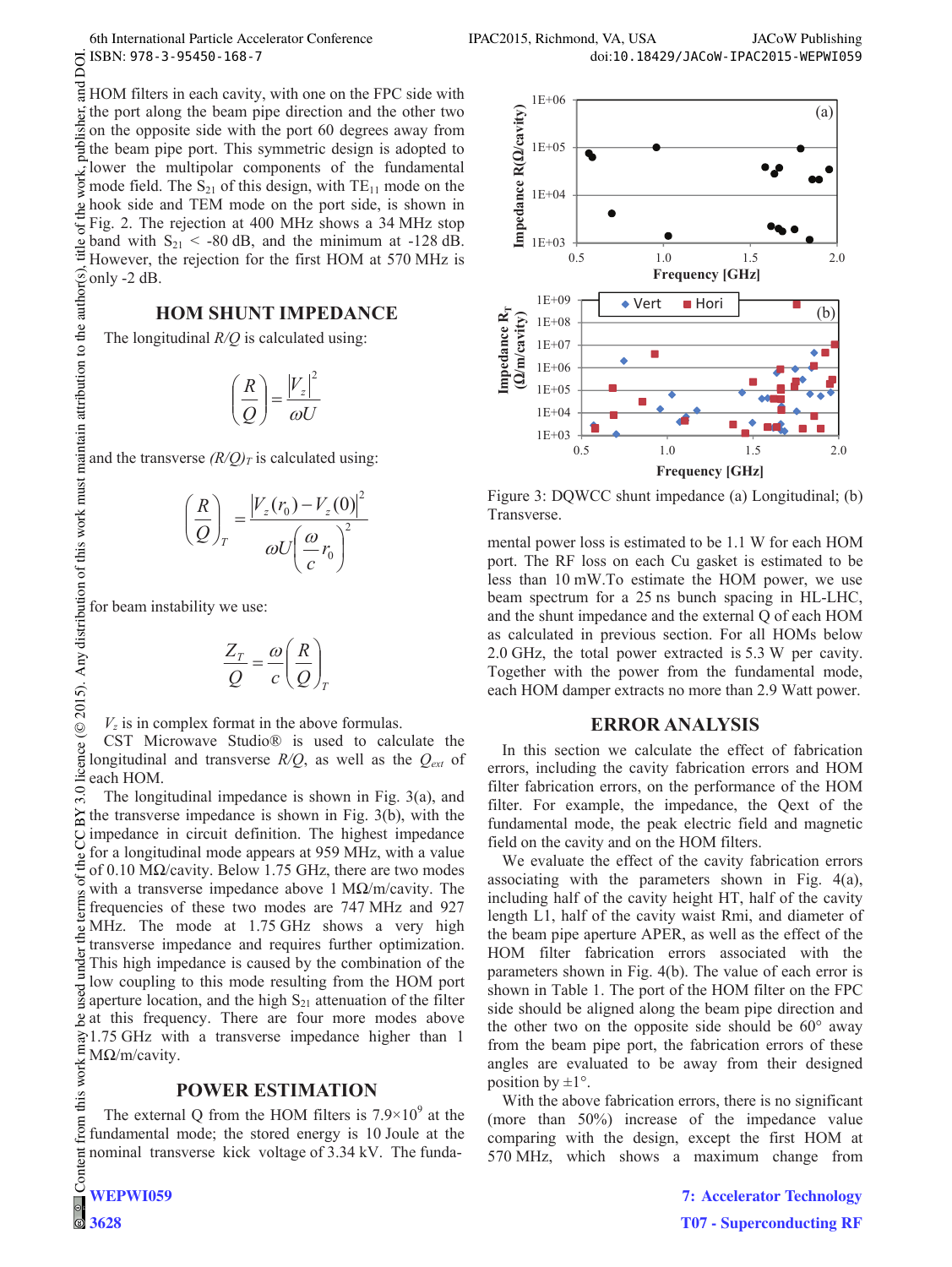HOM filters in each cavity, with one on the FPC side with the port along the beam pipe direction and the other two on the opposite side with the port 60 degrees away from the beam pipe port. This symmetric design is adopted to lower the multipolar components of the fundamental mode field. The $S_{21}$ of this design, with $TE_{11}$ mode on the hook side and TEM mode on the port side, is shown in Fig. 2. The rejection at 400 MHz shows a 34 MHz stop band with $S_{21}$ < -80 dB, and the minimum at -128 dB. However, the rejection for the first HOM at 570 MHz is only -2 dB.

## HOM SHUNT IMPEDANCE

The longitudinal $R/Q$ is calculated using:

$$\left(\frac{R}{Q}\right) = \frac{|V_z|^2}{\omega U}$$

and the transverse $(R/Q)_T$ is calculated using:

$$\left(\frac{R}{Q}\right)_T = \frac{|V_z(r_0) - V_z(0)|^2}{\omega U \left(\frac{\omega}{c} r_0\right)^2}$$

for beam instability we use:

$$\frac{Z_T}{Q} = \frac{\omega}{c}\left(\frac{R}{Q}\right)_T$$

$V_z$ is in complex format in the above formulas.

CST Microwave Studio® is used to calculate the longitudinal and transverse $R/Q$, as well as the $Q_{ext}$ of each HOM.

The longitudinal impedance is shown in Fig. 3(a), and the transverse impedance is shown in Fig. 3(b), with the impedance in circuit definition. The highest impedance for a longitudinal mode appears at 959 MHz, with a value of 0.10 MΩ/cavity. Below 1.75 GHz, there are two modes with a transverse impedance above 1 MΩ/m/cavity. The frequencies of these two modes are 747 MHz and 927 MHz. The mode at 1.75 GHz shows a very high transverse impedance and requires further optimization. This high impedance is caused by the combination of the low coupling to this mode resulting from the HOM port aperture location, and the high $S_{21}$ attenuation of the filter at this frequency. There are four more modes above 1.75 GHz with a transverse impedance higher than 1 MΩ/m/cavity.

## POWER ESTIMATION

The external Q from the HOM filters is $7.9\times10^9$ at the fundamental mode; the stored energy is 10 Joule at the nominal transverse kick voltage of 3.34 kV. The fundamental power loss is estimated to be 1.1 W for each HOM port. The RF loss on each Cu gasket is estimated to be less than 10 mW.To estimate the HOM power, we use beam spectrum for a 25 ns bunch spacing in HL-LHC, and the shunt impedance and the external Q of each HOM as calculated in previous section. For all HOMs below 2.0 GHz, the total power extracted is 5.3 W per cavity. Together with the power from the fundamental mode, each HOM damper extracts no more than 2.9 Watt power.

Figure 3: DQWCC shunt impedance (a) Longitudinal; (b) Transverse.

## ERROR ANALYSIS

In this section we calculate the effect of fabrication errors, including the cavity fabrication errors and HOM filter fabrication errors, on the performance of the HOM filter. For example, the impedance, the Qext of the fundamental mode, the peak electric field and magnetic field on the cavity and on the HOM filters.

We evaluate the effect of the cavity fabrication errors associating with the parameters shown in Fig. 4(a), including half of the cavity height HT, half of the cavity length L1, half of the cavity waist Rmi, and diameter of the beam pipe aperture APER, as well as the effect of the HOM filter fabrication errors associated with the parameters shown in Fig. 4(b). The value of each error is shown in Table 1. The port of the HOM filter on the FPC side should be aligned along the beam pipe direction and the other two on the opposite side should be 60° away from the beam pipe port, the fabrication errors of these angles are evaluated to be away from their designed position by ±1°.

With the above fabrication errors, there is no significant (more than 50%) increase of the impedance value comparing with the design, except the first HOM at 570 MHz, which shows a maximum change from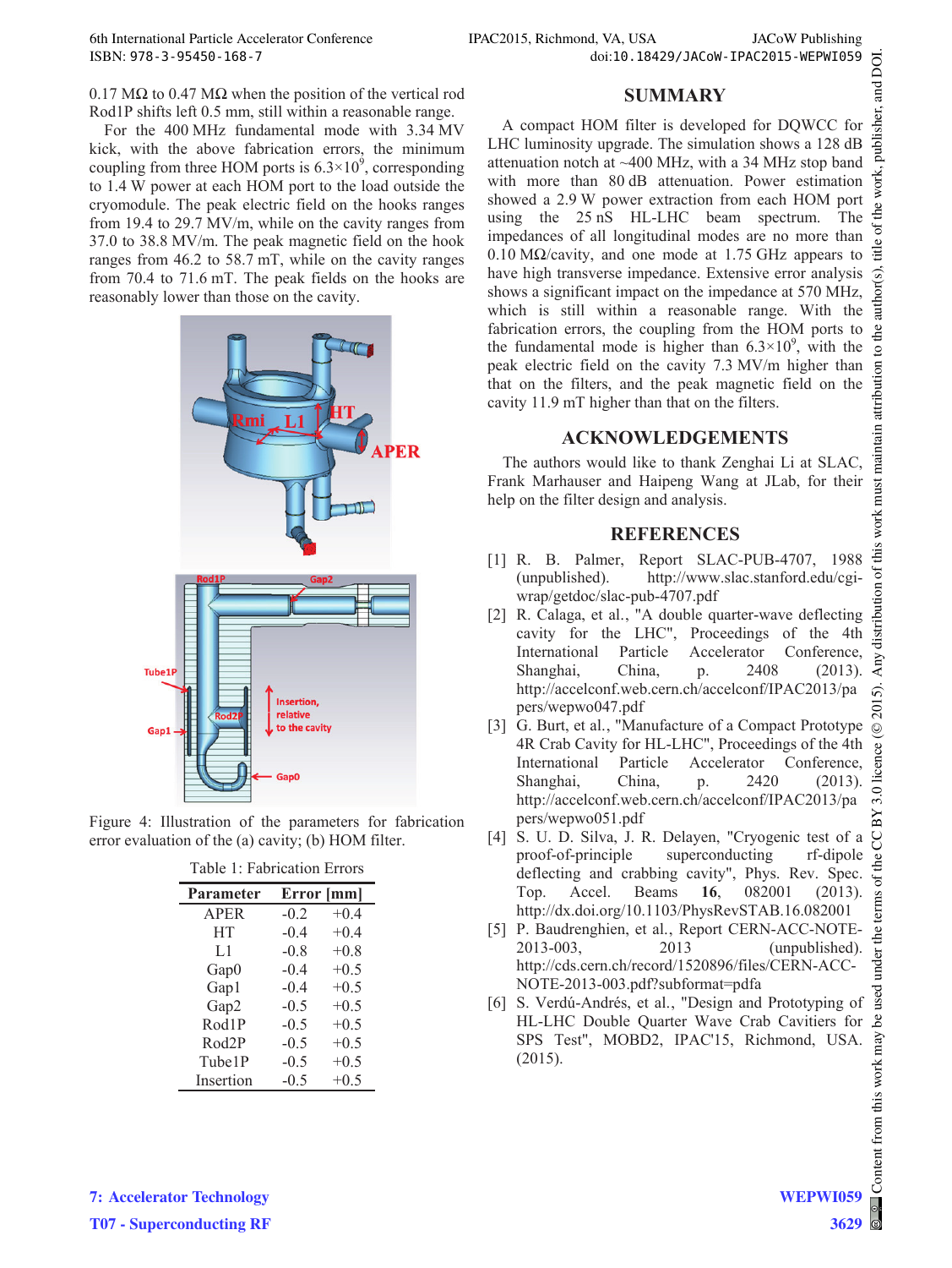0.17 MΩ to 0.47 MΩ when the position of the vertical rod Rod1P shifts left 0.5 mm, still within a reasonable range.

For the 400 MHz fundamental mode with 3.34 MV kick, along with the above fabrication errors, the minimum coupling from three HOM ports is $6.3\times10^9$, corresponding to 1.4 W power at each HOM port to the load outside the cryomodule. The peak electric field on the hooks ranges from 19.4 to 29.7 MV/m, while on the cavity ranges from 37.0 to 38.8 MV/m. The peak magnetic field on the hook ranges from 46.2 to 58.7 mT, while on the cavity ranges from 70.4 to 71.6 mT. The peak fields on the hooks are reasonably lower than those on the cavity.

Rmi
L1
HT
APER

Rod1P
Gap2
Tube1P
Gap1
Rod2P
Insertion, relative to the cavity
Gap0

Figure 4: Illustration of the parameters for fabrication error evaluation of the (a) cavity; (b) HOM filter.

Table 1: Fabrication Errors

| Parameter | Error [mm] | |
|---|---|---|
| APER | -0.2 | +0.4 |
| HT | -0.4 | +0.4 |
| L1 | -0.8 | +0.8 |
| Gap0 | -0.4 | +0.5 |
| Gap1 | -0.4 | +0.5 |
| Gap2 | -0.5 | +0.5 |
| Rod1P | -0.5 | +0.5 |
| Rod2P | -0.5 | +0.5 |
| Tube1P | -0.5 | +0.5 |
| Insertion | -0.5 | +0.5 |

## SUMMARY

A compact HOM filter is developed for DQWCC for LHC luminosity upgrade. The simulation shows a 128 dB attenuation notch at ~400 MHz, with a 34 MHz stop band with more than 80 dB attenuation. Power estimation showed a 2.9 W power extraction from each HOM port using the 25 nS HL-LHC beam spectrum. The impedances of all longitudinal modes are no more than 0.10 MΩ/cavity, and one mode at 1.75 GHz appears to have high transverse impedance. Extensive error analysis shows a significant impact on the impedance at 570 MHz, which is still within a reasonable range. With the fabrication errors, the coupling from the HOM ports to the fundamental mode is higher than $6.3\times10^9$, with the peak electric field on the cavity 7.3 MV/m higher than that on the filters, and the peak magnetic field on the cavity 11.9 mT higher than that on the filters.

## ACKNOWLEDGEMENTS

The authors would like to thank Zenghai Li at SLAC, Frank Marhauser and Haipeng Wang at JLab, for their help on the filter design and analysis.

## REFERENCES

[1] R. B. Palmer, Report SLAC-PUB-4707, 1988 (unpublished). http://www.slac.stanford.edu/cgi-wrap/getdoc/slac-pub-4707.pdf

[2] R. Calaga, et al., "A double quarter-wave deflecting cavity for the LHC", Proceedings of the 4th International Particle Accelerator Conference, Shanghai, China, p. 2408 (2013). http://accelconf.web.cern.ch/accelconf/IPAC2013/papers/wepwo047.pdf

[3] G. Burt, et al., "Manufacture of a Compact Prototype 4R Crab Cavity for HL-LHC", Proceedings of the 4th International Particle Accelerator Conference, Shanghai, China, p. 2420 (2013). http://accelconf.web.cern.ch/accelconf/IPAC2013/papers/wepwo051.pdf

[4] S. U. D. Silva, J. R. Delayen, "Cryogenic test of a proof-of-principle superconducting rf-dipole deflecting and crabbing cavity", Phys. Rev. Spec. Top. Accel. Beams **16**, 082001 (2013). http://dx.doi.org/10.1103/PhysRevSTAB.16.082001

[5] P. Baudrenghien, et al., Report CERN-ACC-NOTE-2013-003, 2013 (unpublished). http://cds.cern.ch/record/1520896/files/CERN-ACC-NOTE-2013-003.pdf?subformat=pdfa

[6] S. Verdú-Andrés, et al., "Design and Prototyping of HL-LHC Double Quarter Wave Crab Cavities for SPS Test", MOBD2, IPAC'15, Richmond, USA. (2015).